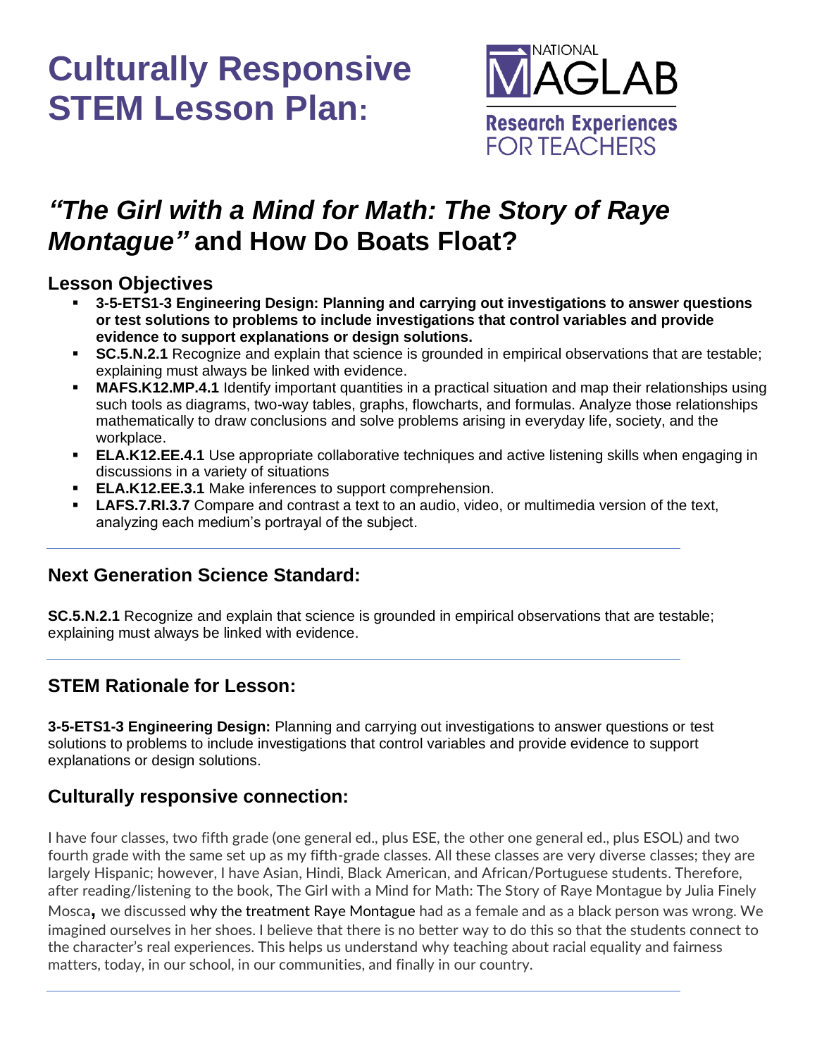# Culturally Responsive STEM Lesson Plan:

NATIONAL MAGLAB
Research Experiences FOR TEACHERS

## *"The Girl with a Mind for Math: The Story of Raye Montague"* and How Do Boats Float?

### Lesson Objectives

- **3-5-ETS1-3 Engineering Design: Planning and carrying out investigations to answer questions or test solutions to problems to include investigations that control variables and provide evidence to support explanations or design solutions.**
- **SC.5.N.2.1** Recognize and explain that science is grounded in empirical observations that are testable; explaining must always be linked with evidence.
- **MAFS.K12.MP.4.1** Identify important quantities in a practical situation and map their relationships using such tools as diagrams, two-way tables, graphs, flowcharts, and formulas. Analyze those relationships mathematically to draw conclusions and solve problems arising in everyday life, society, and the workplace.
- **ELA.K12.EE.4.1** Use appropriate collaborative techniques and active listening skills when engaging in discussions in a variety of situations
- **ELA.K12.EE.3.1** Make inferences to support comprehension.
- **LAFS.7.RI.3.7** Compare and contrast a text to an audio, video, or multimedia version of the text, analyzing each medium's portrayal of the subject.

---

### Next Generation Science Standard:

**SC.5.N.2.1** Recognize and explain that science is grounded in empirical observations that are testable; explaining must always be linked with evidence.

---

### STEM Rationale for Lesson:

**3-5-ETS1-3 Engineering Design:** Planning and carrying out investigations to answer questions or test solutions to problems to include investigations that control variables and provide evidence to support explanations or design solutions.

### Culturally responsive connection:

I have four classes, two fifth grade (one general ed., plus ESE, the other one general ed., plus ESOL) and two fourth grade with the same set up as my fifth-grade classes. All these classes are very diverse classes; they are largely Hispanic; however, I have Asian, Hindi, Black American, and African/Portuguese students. Therefore, after reading/listening to the book, The Girl with a Mind for Math: The Story of Raye Montague by Julia Finely Mosca, we discussed why the treatment Raye Montague had as a female and as a black person was wrong. We imagined ourselves in her shoes. I believe that there is no better way to do this so that the students connect to the character's real experiences. This helps us understand why teaching about racial equality and fairness matters, today, in our school, in our communities, and finally in our country.

---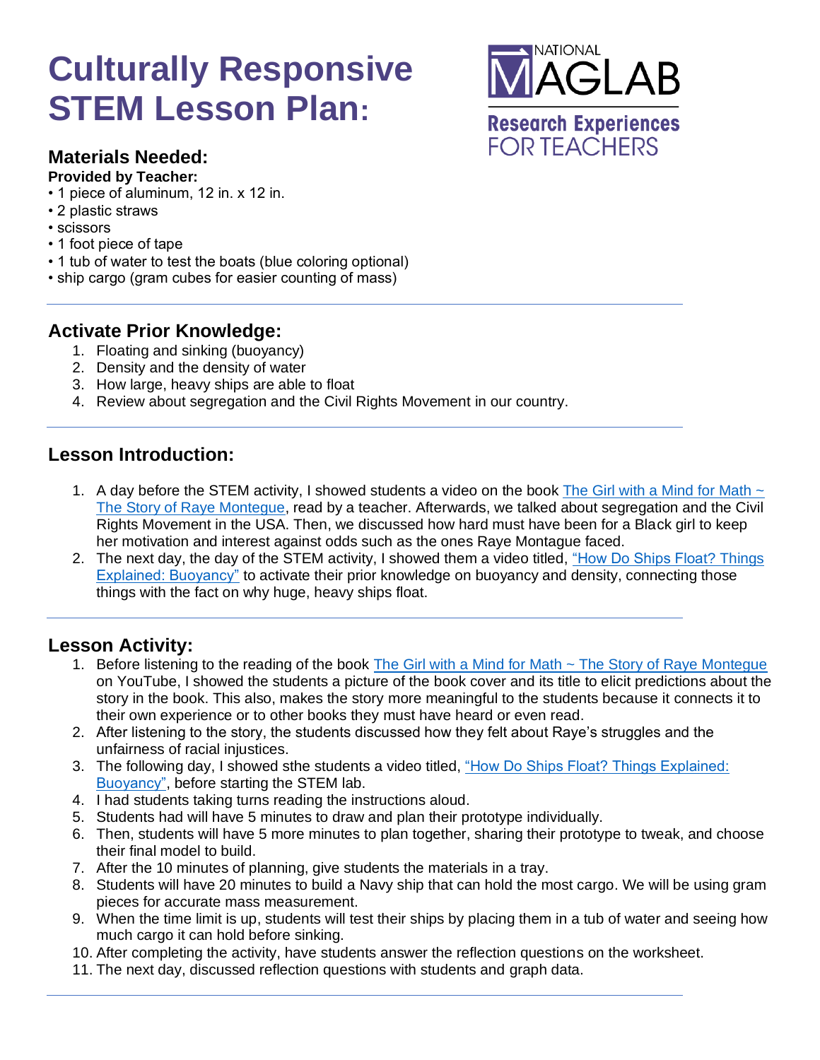# Culturally Responsive STEM Lesson Plan:

## Materials Needed:

**Provided by Teacher:**

- 1 piece of aluminum, 12 in. x 12 in.
- 2 plastic straws
- scissors
- 1 foot piece of tape
- 1 tub of water to test the boats (blue coloring optional)
- ship cargo (gram cubes for easier counting of mass)

---

## Activate Prior Knowledge:

1. Floating and sinking (buoyancy)
2. Density and the density of water
3. How large, heavy ships are able to float
4. Review about segregation and the Civil Rights Movement in our country.

---

## Lesson Introduction:

1. A day before the STEM activity, I showed students a video on the book [The Girl with a Mind for Math ~ The Story of Raye Montegue](), read by a teacher. Afterwards, we talked about segregation and the Civil Rights Movement in the USA. Then, we discussed how hard must have been for a Black girl to keep her motivation and interest against odds such as the ones Raye Montague faced.
2. The next day, the day of the STEM activity, I showed them a video titled, ["How Do Ships Float? Things Explained: Buoyancy"]() to activate their prior knowledge on buoyancy and density, connecting those things with the fact on why huge, heavy ships float.

---

## Lesson Activity:

1. Before listening to the reading of the book [The Girl with a Mind for Math ~ The Story of Raye Montegue]() on YouTube, I showed the students a picture of the book cover and its title to elicit predictions about the story in the book. This also, makes the story more meaningful to the students because it connects it to their own experience or to other books they must have heard or even read.
2. After listening to the story, the students discussed how they felt about Raye's struggles and the unfairness of racial injustices.
3. The following day, I showed sthe students a video titled, ["How Do Ships Float? Things Explained: Buoyancy"](), before starting the STEM lab.
4. I had students taking turns reading the instructions aloud.
5. Students had will have 5 minutes to draw and plan their prototype individually.
6. Then, students will have 5 more minutes to plan together, sharing their prototype to tweak, and choose their final model to build.
7. After the 10 minutes of planning, give students the materials in a tray.
8. Students will have 20 minutes to build a Navy ship that can hold the most cargo. We will be using gram pieces for accurate mass measurement.
9. When the time limit is up, students will test their ships by placing them in a tub of water and seeing how much cargo it can hold before sinking.
10. After completing the activity, have students answer the reflection questions on the worksheet.
11. The next day, discussed reflection questions with students and graph data.

---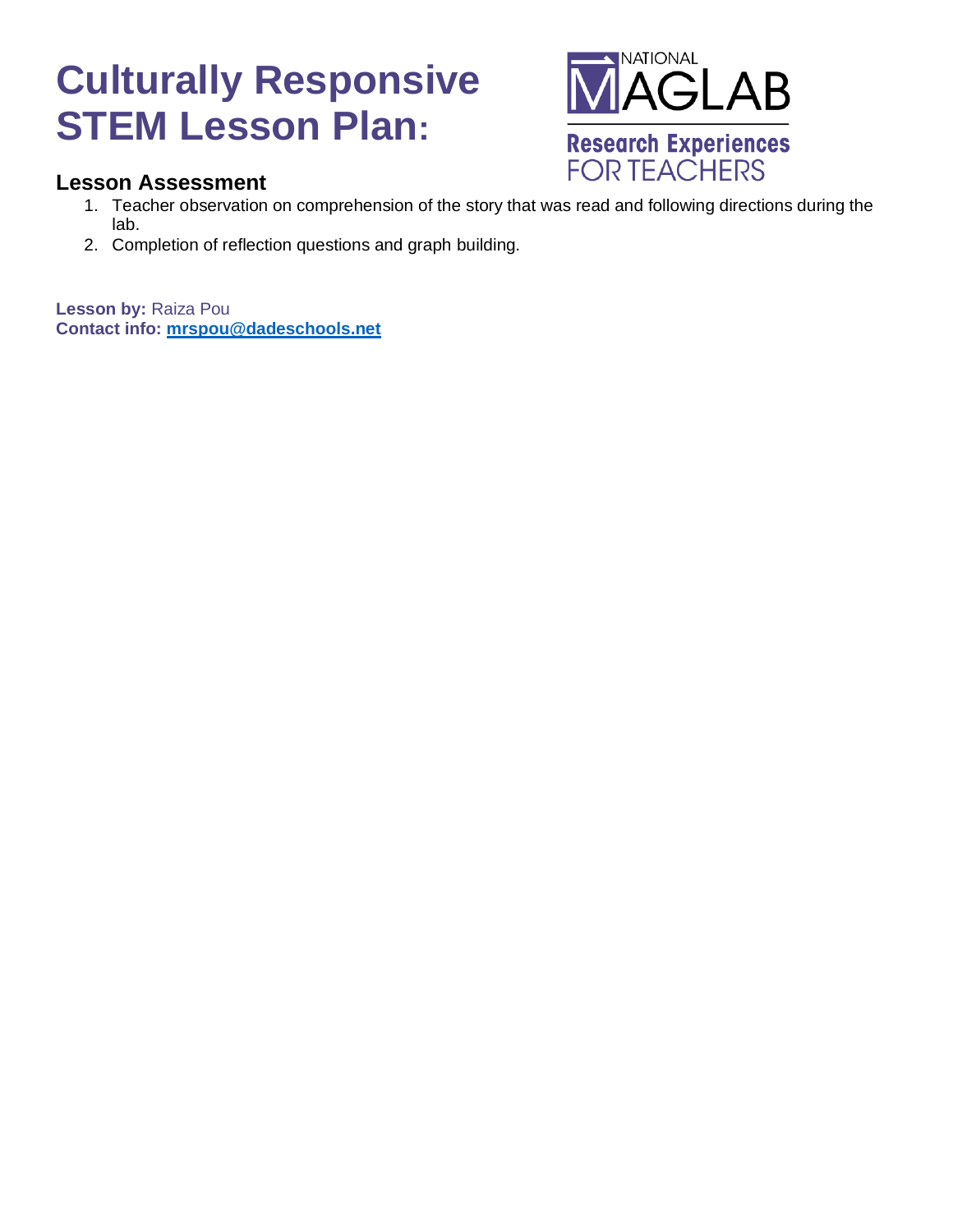# Culturally Responsive STEM Lesson Plan:

## Lesson Assessment

1. Teacher observation on comprehension of the story that was read and following directions during the lab.
2. Completion of reflection questions and graph building.

**Lesson by:** Raiza Pou
**Contact info:** **mrspou@dadeschools.net**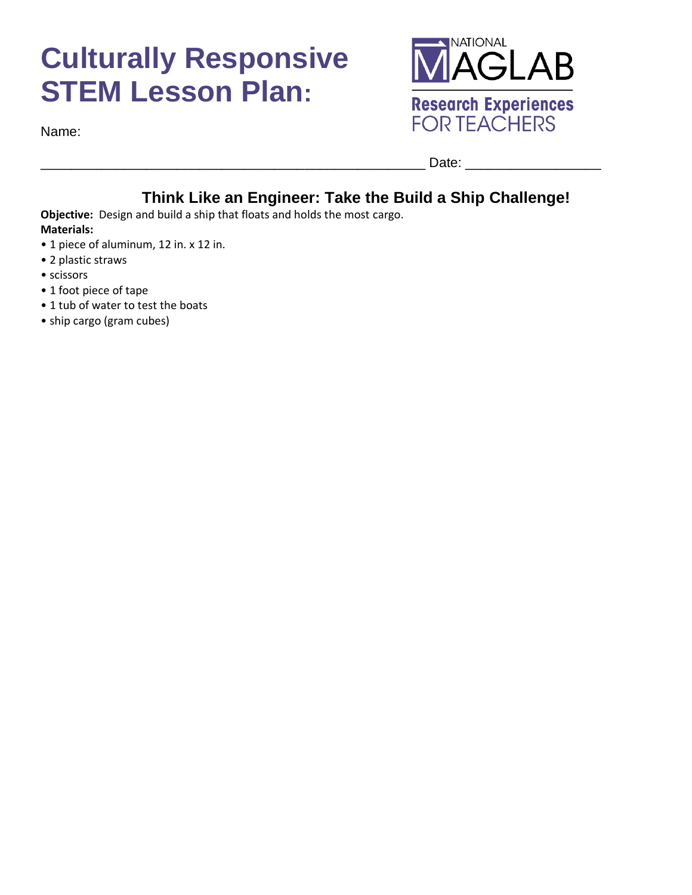# Culturally Responsive STEM Lesson Plan:

Name: _________________________________________________ Date: _________________

## Think Like an Engineer: Take the Build a Ship Challenge!

**Objective:** Design and build a ship that floats and holds the most cargo.

**Materials:**

- 1 piece of aluminum, 12 in. x 12 in.
- 2 plastic straws
- scissors
- 1 foot piece of tape
- 1 tub of water to test the boats
- ship cargo (gram cubes)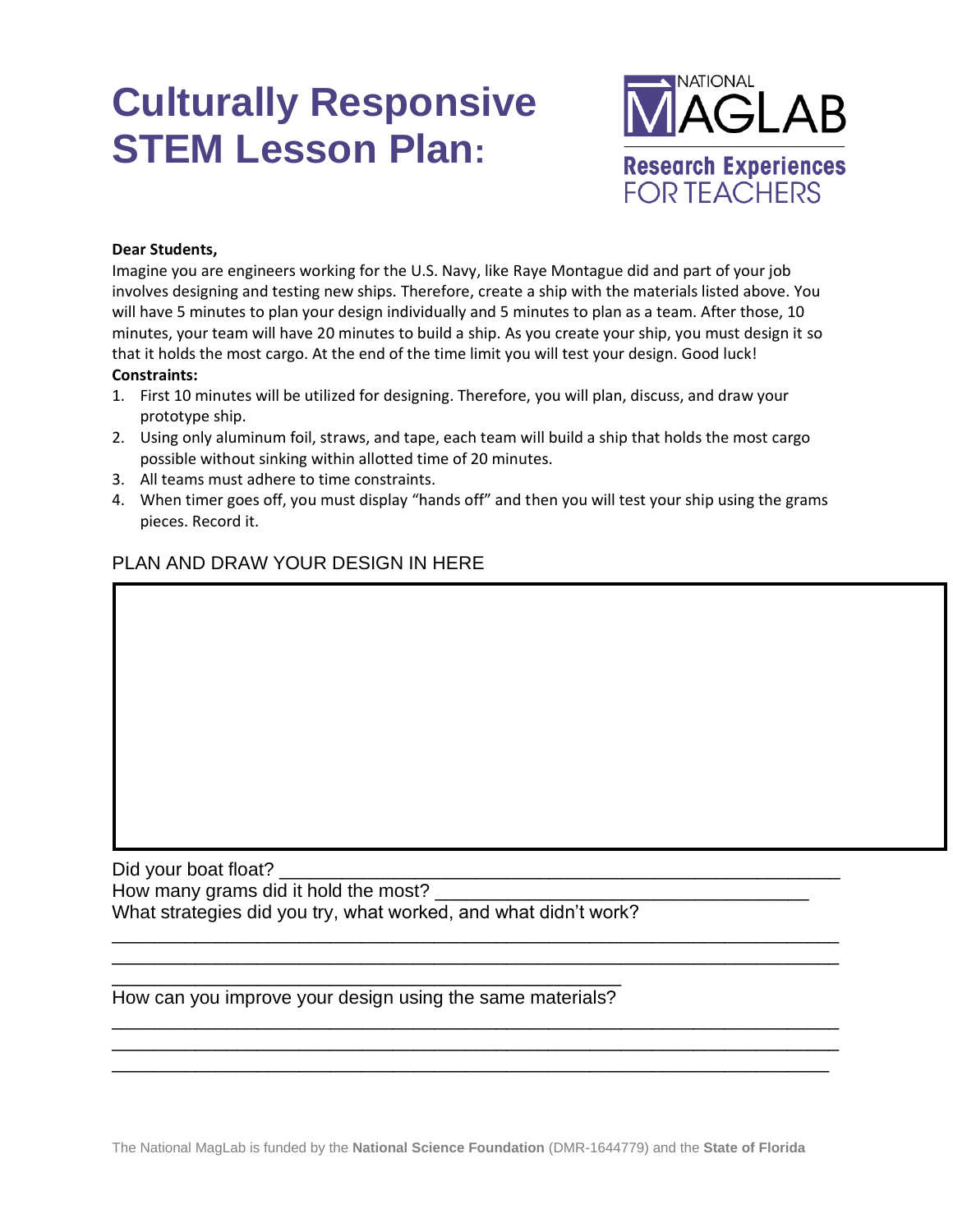# Culturally Responsive STEM Lesson Plan:

NATIONAL MAGLAB
Research Experiences FOR TEACHERS

**Dear Students,**

Imagine you are engineers working for the U.S. Navy, like Raye Montague did and part of your job involves designing and testing new ships. Therefore, create a ship with the materials listed above. You will have 5 minutes to plan your design individually and 5 minutes to plan as a team. After those, 10 minutes, your team will have 20 minutes to build a ship. As you create your ship, you must design it so that it holds the most cargo. At the end of the time limit you will test your design. Good luck!

**Constraints:**

1. First 10 minutes will be utilized for designing. Therefore, you will plan, discuss, and draw your prototype ship.
2. Using only aluminum foil, straws, and tape, each team will build a ship that holds the most cargo possible without sinking within allotted time of 20 minutes.
3. All teams must adhere to time constraints.
4. When timer goes off, you must display "hands off" and then you will test your ship using the grams pieces. Record it.

PLAN AND DRAW YOUR DESIGN IN HERE

Did your boat float? ____________________________________________________________

How many grams did it hold the most? ________________________________________

What strategies did you try, what worked, and what didn't work?

________________________________________________________________________________

________________________________________________________________________________

________________________________________________________

How can you improve your design using the same materials?

________________________________________________________________________________

________________________________________________________________________________

______________________________________________________________________________

The National MagLab is funded by the **National Science Foundation** (DMR-1644779) and the **State of Florida**